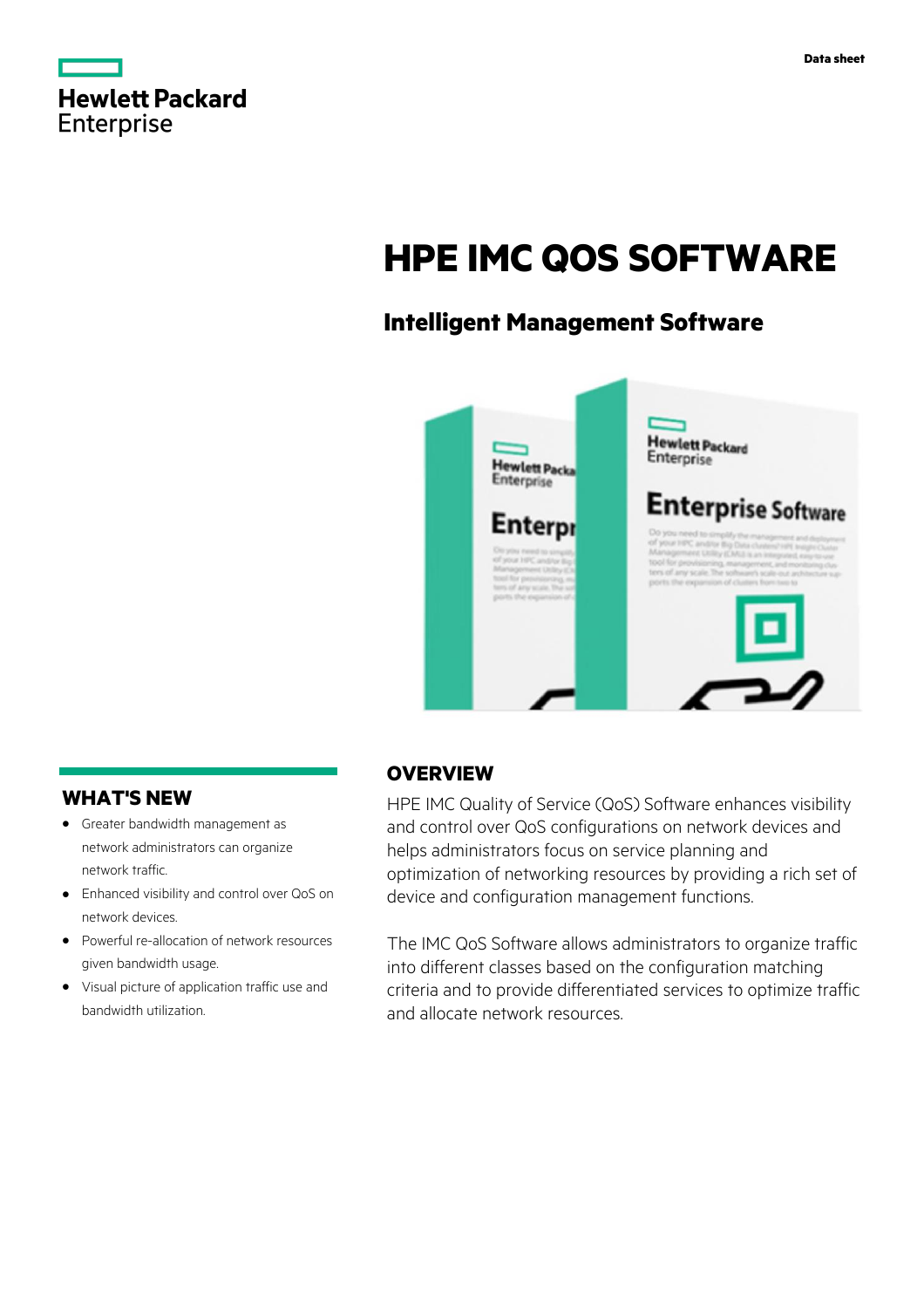Hewlett Packard Enterprise

Data sheet

# HPE IMC QOS SOFTWARE

## Intelligent Management Software

## WHAT'S NEW

- Greater bandwidth management as network administrators can organize network traffic.
- Enhanced visibility and control over QoS on network devices.
- Powerful re-allocation of network resources given bandwidth usage.
- Visual picture of application traffic use and bandwidth utilization.

## OVERVIEW

HPE IMC Quality of Service (QoS) Software enhances visibility and control over QoS configurations on network devices and helps administrators focus on service planning and optimization of networking resources by providing a rich set of device and configuration management functions.

The IMC QoS Software allows administrators to organize traffic into different classes based on the configuration matching criteria and to provide differentiated services to optimize traffic and allocate network resources.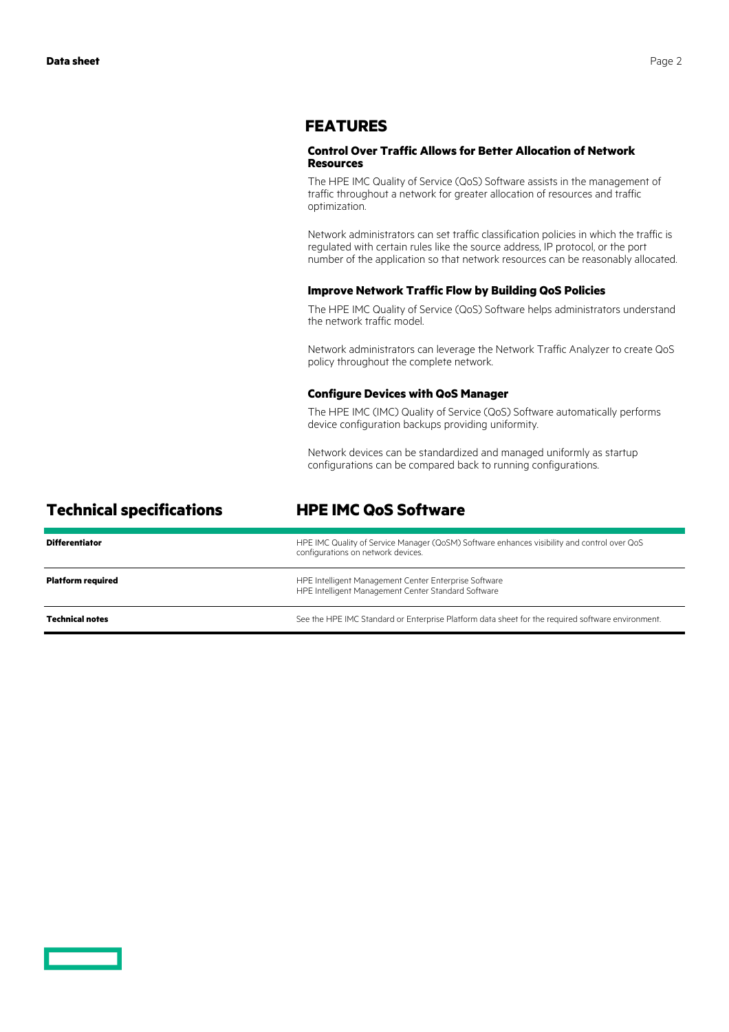## FEATURES

### Control Over Traffic Allows for Better Allocation of Network Resources

The HPE IMC Quality of Service (QoS) Software assists in the management of traffic throughout a network for greater allocation of resources and traffic optimization.

Network administrators can set traffic classification policies in which the traffic is regulated with certain rules like the source address, IP protocol, or the port number of the application so that network resources can be reasonably allocated.

### Improve Network Traffic Flow by Building QoS Policies

The HPE IMC Quality of Service (QoS) Software helps administrators understand the network traffic model.

Network administrators can leverage the Network Traffic Analyzer to create QoS policy throughout the complete network.

### Configure Devices with QoS Manager

The HPE IMC (IMC) Quality of Service (QoS) Software automatically performs device configuration backups providing uniformity.

Network devices can be standardized and managed uniformly as startup configurations can be compared back to running configurations.

## Technical specifications

| | HPE IMC QoS Software |
|---|---|
| **Differentiator** | HPE IMC Quality of Service Manager (QoSM) Software enhances visibility and control over QoS configurations on network devices. |
| **Platform required** | HPE Intelligent Management Center Enterprise Software<br>HPE Intelligent Management Center Standard Software |
| **Technical notes** | See the HPE IMC Standard or Enterprise Platform data sheet for the required software environment. |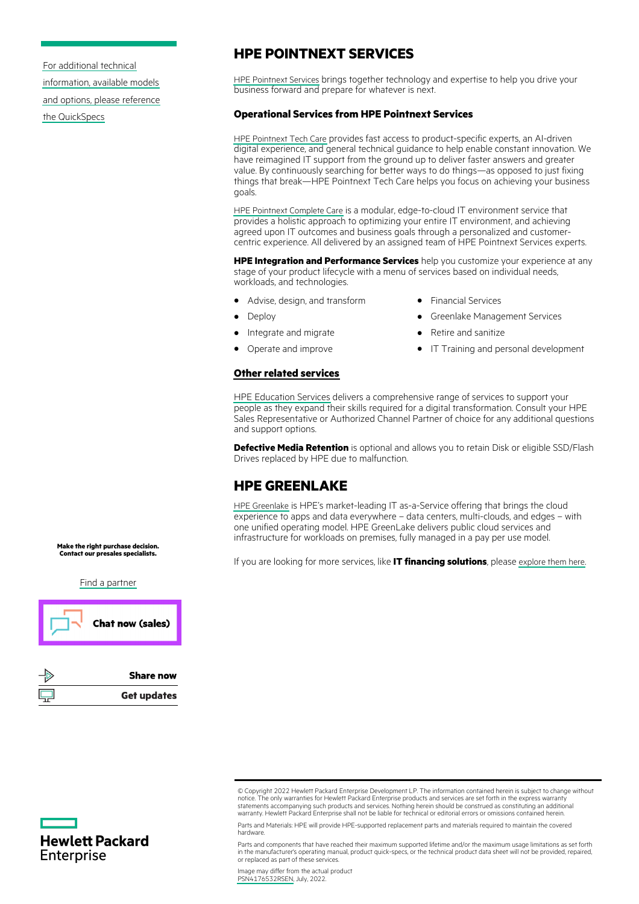For additional technical information, available models and options, please reference the QuickSpecs

# HPE POINTNEXT SERVICES

HPE Pointnext Services brings together technology and expertise to help you drive your business forward and prepare for whatever is next.

### Operational Services from HPE Pointnext Services

HPE Pointnext Tech Care provides fast access to product-specific experts, an AI-driven digital experience, and general technical guidance to help enable constant innovation. We have reimagined IT support from the ground up to deliver faster answers and greater value. By continuously searching for better ways to do things—as opposed to just fixing things that break—HPE Pointnext Tech Care helps you focus on achieving your business goals.

HPE Pointnext Complete Care is a modular, edge-to-cloud IT environment service that provides a holistic approach to optimizing your entire IT environment, and achieving agreed upon IT outcomes and business goals through a personalized and customer-centric experience. All delivered by an assigned team of HPE Pointnext Services experts.

**HPE Integration and Performance Services** help you customize your experience at any stage of your product lifecycle with a menu of services based on individual needs, workloads, and technologies.

- Advise, design, and transform
- Deploy
- Integrate and migrate
- Operate and improve
- Financial Services
- Greenlake Management Services
- Retire and sanitize
- IT Training and personal development

### Other related services

HPE Education Services delivers a comprehensive range of services to support your people as they expand their skills required for a digital transformation. Consult your HPE Sales Representative or Authorized Channel Partner of choice for any additional questions and support options.

**Defective Media Retention** is optional and allows you to retain Disk or eligible SSD/Flash Drives replaced by HPE due to malfunction.

# HPE GREENLAKE

HPE Greenlake is HPE's market-leading IT as-a-Service offering that brings the cloud experience to apps and data everywhere – data centers, multi-clouds, and edges – with one unified operating model. HPE GreenLake delivers public cloud services and infrastructure for workloads on premises, fully managed in a pay per use model.

If you are looking for more services, like **IT financing solutions**, please explore them here.

**Make the right purchase decision. Contact our presales specialists.**

Find a partner

**Chat now (sales)**

**Share now**

**Get updates**

© Copyright 2022 Hewlett Packard Enterprise Development LP. The information contained herein is subject to change without notice. The only warranties for Hewlett Packard Enterprise products and services are set forth in the express warranty statements accompanying such products and services. Nothing herein should be construed as constituting an additional warranty. Hewlett Packard Enterprise shall not be liable for technical or editorial errors or omissions contained herein.

Parts and Materials: HPE will provide HPE-supported replacement parts and materials required to maintain the covered hardware.

Parts and components that have reached their maximum supported lifetime and/or the maximum usage limitations as set forth in the manufacturer's operating manual, product quick-specs, or the technical product data sheet will not be provided, repaired, or replaced as part of these services.

Image may differ from the actual product

PSN4176532RSEN, July, 2022.

**Hewlett Packard** Enterprise